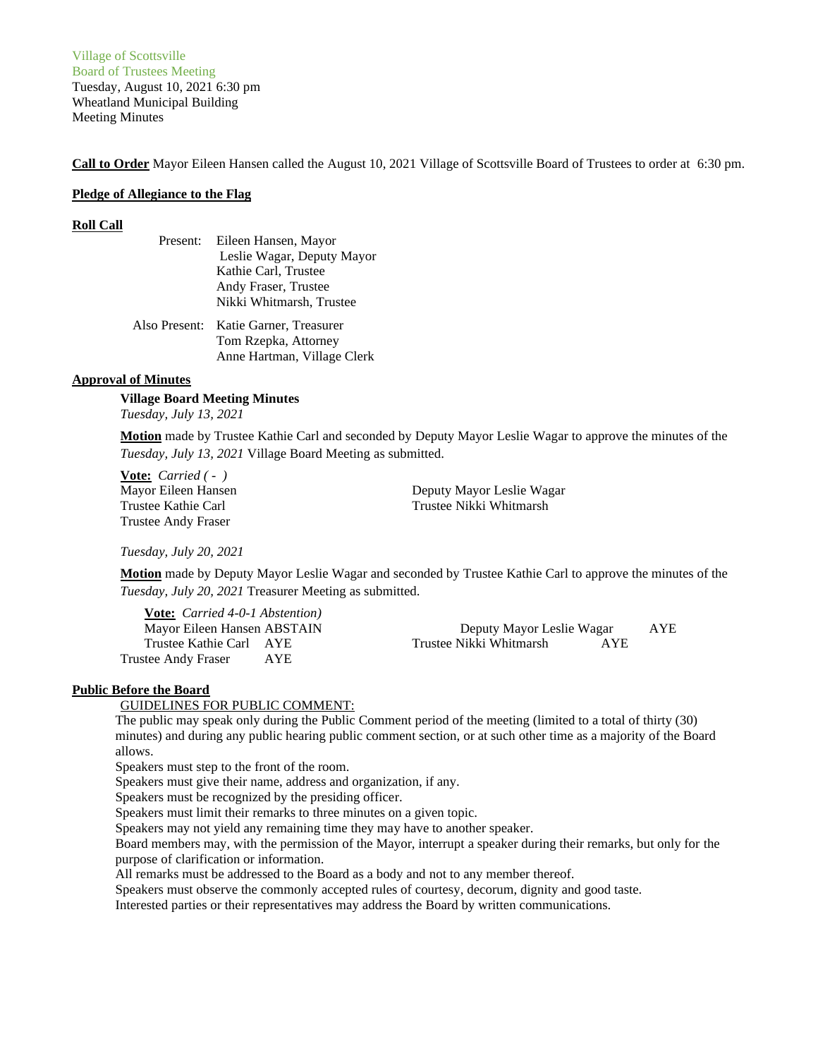Village of Scottsville
Board of Trustees Meeting
Tuesday, August 10, 2021 6:30 pm
Wheatland Municipal Building
Meeting Minutes

**Call to Order** Mayor Eileen Hansen called the August 10, 2021 Village of Scottsville Board of Trustees to order at 6:30 pm.

**Pledge of Allegiance to the Flag**

**Roll Call**

Present: Eileen Hansen, Mayor
Leslie Wagar, Deputy Mayor
Kathie Carl, Trustee
Andy Fraser, Trustee
Nikki Whitmarsh, Trustee

Also Present: Katie Garner, Treasurer
Tom Rzepka, Attorney
Anne Hartman, Village Clerk

**Approval of Minutes**

**Village Board Meeting Minutes**
*Tuesday, July 13, 2021*

**Motion** made by Trustee Kathie Carl and seconded by Deputy Mayor Leslie Wagar to approve the minutes of the *Tuesday, July 13, 2021* Village Board Meeting as submitted.

**Vote:** *Carried ( - )*

| | |
|---|---|
| Mayor Eileen Hansen | Deputy Mayor Leslie Wagar |
| Trustee Kathie Carl | Trustee Nikki Whitmarsh |
| Trustee Andy Fraser | |

*Tuesday, July 20, 2021*

**Motion** made by Deputy Mayor Leslie Wagar and seconded by Trustee Kathie Carl to approve the minutes of the *Tuesday, July 20, 2021* Treasurer Meeting as submitted.

**Vote:** *Carried 4-0-1 Abstention)*

| | | | |
|---|---|---|---|
| Mayor Eileen Hansen | ABSTAIN | Deputy Mayor Leslie Wagar | AYE |
| Trustee Kathie Carl | AYE | Trustee Nikki Whitmarsh | AYE |
| Trustee Andy Fraser | AYE | | |

**Public Before the Board**

GUIDELINES FOR PUBLIC COMMENT:

The public may speak only during the Public Comment period of the meeting (limited to a total of thirty (30) minutes) and during any public hearing public comment section, or at such other time as a majority of the Board allows.
Speakers must step to the front of the room.
Speakers must give their name, address and organization, if any.
Speakers must be recognized by the presiding officer.
Speakers must limit their remarks to three minutes on a given topic.
Speakers may not yield any remaining time they may have to another speaker.
Board members may, with the permission of the Mayor, interrupt a speaker during their remarks, but only for the purpose of clarification or information.
All remarks must be addressed to the Board as a body and not to any member thereof.
Speakers must observe the commonly accepted rules of courtesy, decorum, dignity and good taste.
Interested parties or their representatives may address the Board by written communications.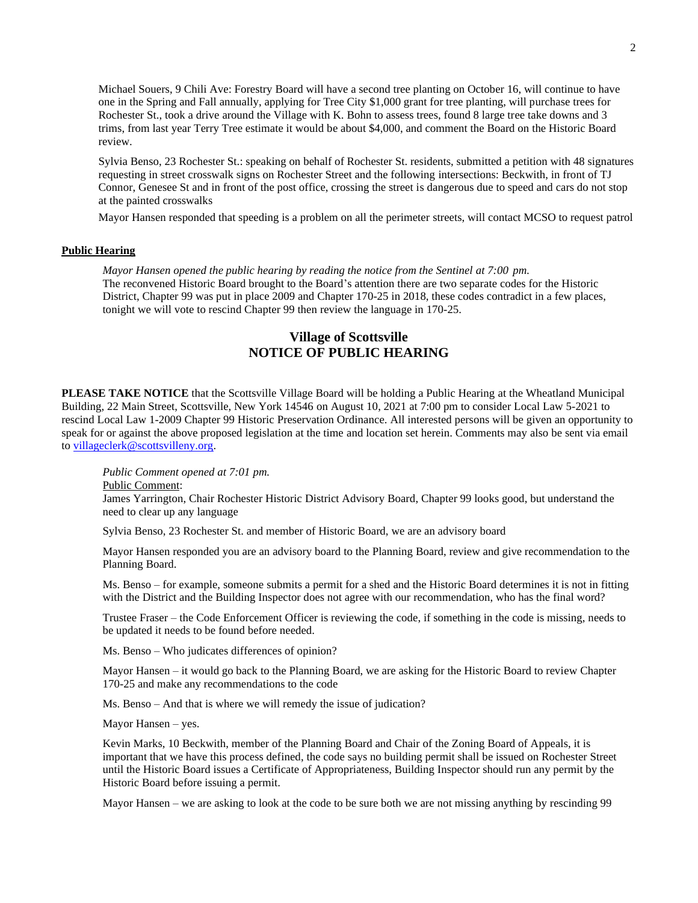Michael Souers, 9 Chili Ave: Forestry Board will have a second tree planting on October 16, will continue to have one in the Spring and Fall annually, applying for Tree City $1,000 grant for tree planting, will purchase trees for Rochester St., took a drive around the Village with K. Bohn to assess trees, found 8 large tree take downs and 3 trims, from last year Terry Tree estimate it would be about $4,000, and comment the Board on the Historic Board review.

Sylvia Benso, 23 Rochester St.: speaking on behalf of Rochester St. residents, submitted a petition with 48 signatures requesting in street crosswalk signs on Rochester Street and the following intersections: Beckwith, in front of TJ Connor, Genesee St and in front of the post office, crossing the street is dangerous due to speed and cars do not stop at the painted crosswalks

Mayor Hansen responded that speeding is a problem on all the perimeter streets, will contact MCSO to request patrol

**Public Hearing**

*Mayor Hansen opened the public hearing by reading the notice from the Sentinel at 7:00 pm.*
The reconvened Historic Board brought to the Board's attention there are two separate codes for the Historic District, Chapter 99 was put in place 2009 and Chapter 170-25 in 2018, these codes contradict in a few places, tonight we will vote to rescind Chapter 99 then review the language in 170-25.

## Village of Scottsville
## NOTICE OF PUBLIC HEARING

**PLEASE TAKE NOTICE** that the Scottsville Village Board will be holding a Public Hearing at the Wheatland Municipal Building, 22 Main Street, Scottsville, New York 14546 on August 10, 2021 at 7:00 pm to consider Local Law 5-2021 to rescind Local Law 1-2009 Chapter 99 Historic Preservation Ordinance. All interested persons will be given an opportunity to speak for or against the above proposed legislation at the time and location set herein. Comments may also be sent via email to villageclerk@scottsvilleny.org.

*Public Comment opened at 7:01 pm.*
Public Comment:
James Yarrington, Chair Rochester Historic District Advisory Board, Chapter 99 looks good, but understand the need to clear up any language

Sylvia Benso, 23 Rochester St. and member of Historic Board, we are an advisory board

Mayor Hansen responded you are an advisory board to the Planning Board, review and give recommendation to the Planning Board.

Ms. Benso – for example, someone submits a permit for a shed and the Historic Board determines it is not in fitting with the District and the Building Inspector does not agree with our recommendation, who has the final word?

Trustee Fraser – the Code Enforcement Officer is reviewing the code, if something in the code is missing, needs to be updated it needs to be found before needed.

Ms. Benso – Who judicates differences of opinion?

Mayor Hansen – it would go back to the Planning Board, we are asking for the Historic Board to review Chapter 170-25 and make any recommendations to the code

Ms. Benso – And that is where we will remedy the issue of judication?

Mayor Hansen – yes.

Kevin Marks, 10 Beckwith, member of the Planning Board and Chair of the Zoning Board of Appeals, it is important that we have this process defined, the code says no building permit shall be issued on Rochester Street until the Historic Board issues a Certificate of Appropriateness, Building Inspector should run any permit by the Historic Board before issuing a permit.

Mayor Hansen – we are asking to look at the code to be sure both we are not missing anything by rescinding 99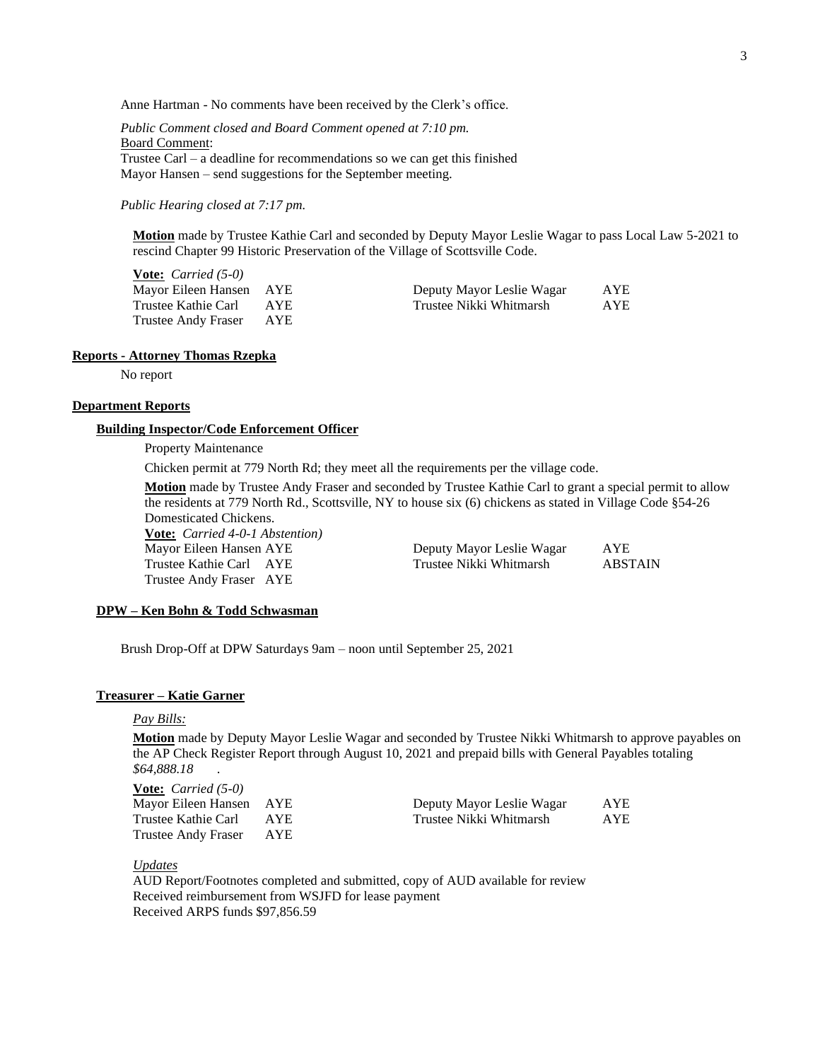Anne Hartman - No comments have been received by the Clerk's office.

*Public Comment closed and Board Comment opened at 7:10 pm.*

Board Comment:

Trustee Carl – a deadline for recommendations so we can get this finished

Mayor Hansen – send suggestions for the September meeting.

*Public Hearing closed at 7:17 pm.*

**Motion** made by Trustee Kathie Carl and seconded by Deputy Mayor Leslie Wagar to pass Local Law 5-2021 to rescind Chapter 99 Historic Preservation of the Village of Scottsville Code.

**Vote:** *Carried (5-0)*

| | | | |
|---|---|---|---|
| Mayor Eileen Hansen | AYE | Deputy Mayor Leslie Wagar | AYE |
| Trustee Kathie Carl | AYE | Trustee Nikki Whitmarsh | AYE |
| Trustee Andy Fraser | AYE | | |

## Reports - Attorney Thomas Rzepka

No report

## Department Reports

### Building Inspector/Code Enforcement Officer

Property Maintenance

Chicken permit at 779 North Rd; they meet all the requirements per the village code.

**Motion** made by Trustee Andy Fraser and seconded by Trustee Kathie Carl to grant a special permit to allow the residents at 779 North Rd., Scottsville, NY to house six (6) chickens as stated in Village Code §54-26 Domesticated Chickens.

**Vote:** *Carried 4-0-1 Abstention)*

| | | | |
|---|---|---|---|
| Mayor Eileen Hansen | AYE | Deputy Mayor Leslie Wagar | AYE |
| Trustee Kathie Carl | AYE | Trustee Nikki Whitmarsh | ABSTAIN |
| Trustee Andy Fraser | AYE | | |

### DPW – Ken Bohn & Todd Schwasman

Brush Drop-Off at DPW Saturdays 9am – noon until September 25, 2021

### Treasurer – Katie Garner

*Pay Bills:*

**Motion** made by Deputy Mayor Leslie Wagar and seconded by Trustee Nikki Whitmarsh to approve payables on the AP Check Register Report through August 10, 2021 and prepaid bills with General Payables totaling *$64,888.18* .

**Vote:** *Carried (5-0)*

| | | | |
|---|---|---|---|
| Mayor Eileen Hansen | AYE | Deputy Mayor Leslie Wagar | AYE |
| Trustee Kathie Carl | AYE | Trustee Nikki Whitmarsh | AYE |
| Trustee Andy Fraser | AYE | | |

*Updates*

AUD Report/Footnotes completed and submitted, copy of AUD available for review

Received reimbursement from WSJFD for lease payment

Received ARPS funds $97,856.59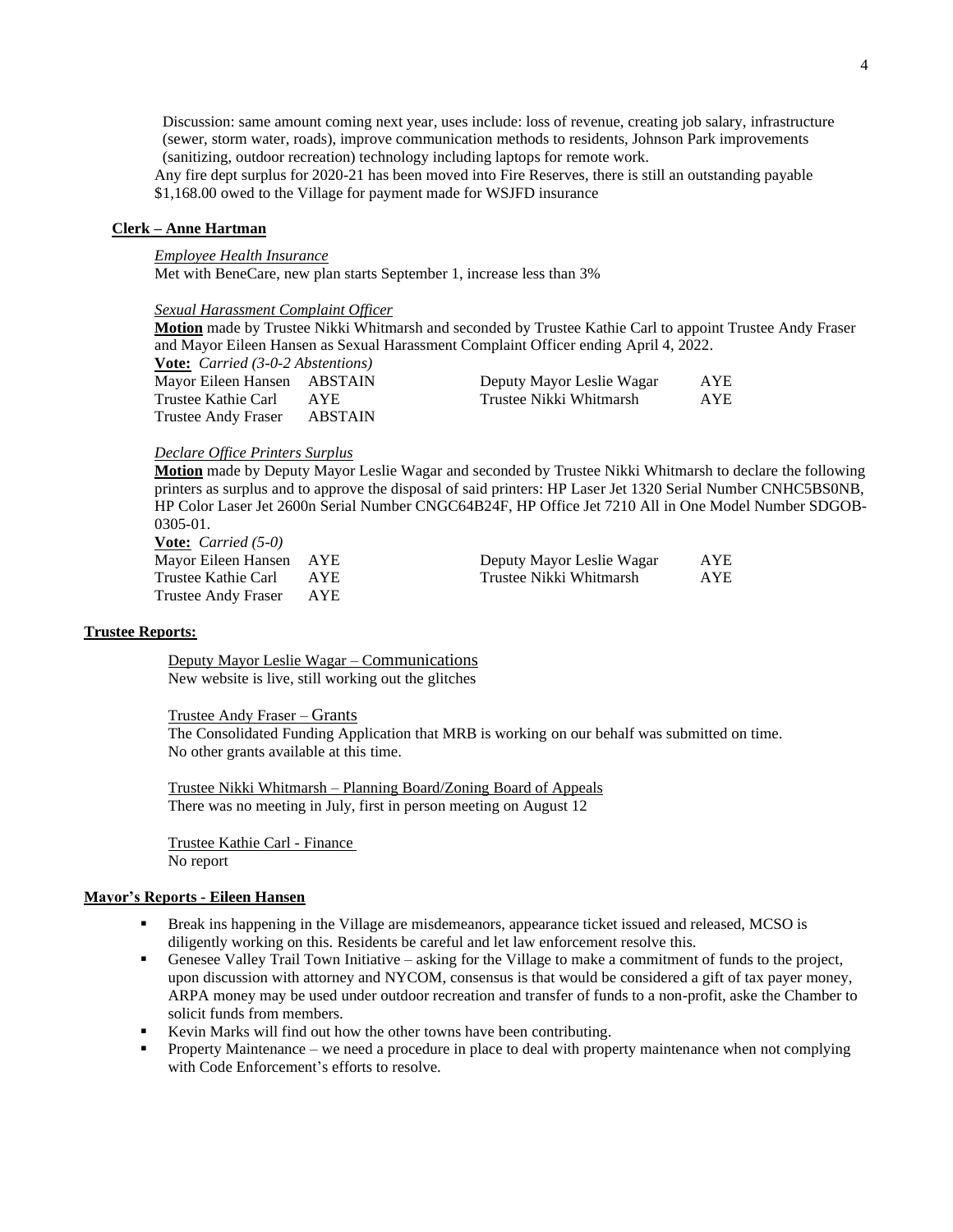Discussion: same amount coming next year, uses include: loss of revenue, creating job salary, infrastructure (sewer, storm water, roads), improve communication methods to residents, Johnson Park improvements (sanitizing, outdoor recreation) technology including laptops for remote work.

Any fire dept surplus for 2020-21 has been moved into Fire Reserves, there is still an outstanding payable $1,168.00 owed to the Village for payment made for WSJFD insurance

**Clerk – Anne Hartman**

*Employee Health Insurance*

Met with BeneCare, new plan starts September 1, increase less than 3%

*Sexual Harassment Complaint Officer*

**Motion** made by Trustee Nikki Whitmarsh and seconded by Trustee Kathie Carl to appoint Trustee Andy Fraser and Mayor Eileen Hansen as Sexual Harassment Complaint Officer ending April 4, 2022.

**Vote:** *Carried (3-0-2 Abstentions)*

| | | | |
|---|---|---|---|
| Mayor Eileen Hansen | ABSTAIN | Deputy Mayor Leslie Wagar | AYE |
| Trustee Kathie Carl | AYE | Trustee Nikki Whitmarsh | AYE |
| Trustee Andy Fraser | ABSTAIN | | |

*Declare Office Printers Surplus*

**Motion** made by Deputy Mayor Leslie Wagar and seconded by Trustee Nikki Whitmarsh to declare the following printers as surplus and to approve the disposal of said printers: HP Laser Jet 1320 Serial Number CNHC5BS0NB, HP Color Laser Jet 2600n Serial Number CNGC64B24F, HP Office Jet 7210 All in One Model Number SDGOB-0305-01.

**Vote:** *Carried (5-0)*

| | | | |
|---|---|---|---|
| Mayor Eileen Hansen | AYE | Deputy Mayor Leslie Wagar | AYE |
| Trustee Kathie Carl | AYE | Trustee Nikki Whitmarsh | AYE |
| Trustee Andy Fraser | AYE | | |

**Trustee Reports:**

Deputy Mayor Leslie Wagar – Communications

New website is live, still working out the glitches

Trustee Andy Fraser – Grants

The Consolidated Funding Application that MRB is working on our behalf was submitted on time. No other grants available at this time.

Trustee Nikki Whitmarsh – Planning Board/Zoning Board of Appeals

There was no meeting in July, first in person meeting on August 12

Trustee Kathie Carl - Finance

No report

**Mayor's Reports - Eileen Hansen**

- Break ins happening in the Village are misdemeanors, appearance ticket issued and released, MCSO is diligently working on this. Residents be careful and let law enforcement resolve this.
- Genesee Valley Trail Town Initiative – asking for the Village to make a commitment of funds to the project, upon discussion with attorney and NYCOM, consensus is that would be considered a gift of tax payer money, ARPA money may be used under outdoor recreation and transfer of funds to a non-profit, aske the Chamber to solicit funds from members.
- Kevin Marks will find out how the other towns have been contributing.
- Property Maintenance – we need a procedure in place to deal with property maintenance when not complying with Code Enforcement's efforts to resolve.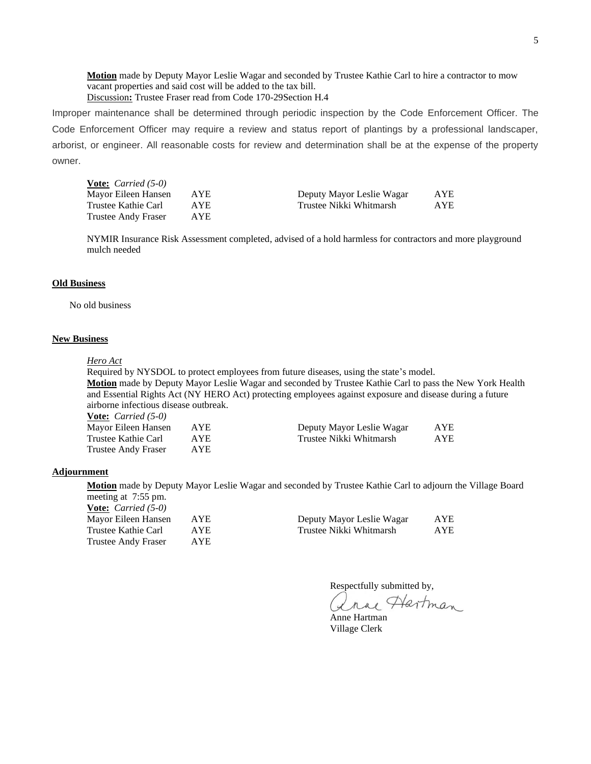**Motion** made by Deputy Mayor Leslie Wagar and seconded by Trustee Kathie Carl to hire a contractor to mow vacant properties and said cost will be added to the tax bill.
Discussion**:** Trustee Fraser read from Code 170-29Section H.4

Improper maintenance shall be determined through periodic inspection by the Code Enforcement Officer. The Code Enforcement Officer may require a review and status report of plantings by a professional landscaper, arborist, or engineer. All reasonable costs for review and determination shall be at the expense of the property owner.

**Vote:** *Carried (5-0)*

| | | | |
|---|---|---|---|
| Mayor Eileen Hansen | AYE | Deputy Mayor Leslie Wagar | AYE |
| Trustee Kathie Carl | AYE | Trustee Nikki Whitmarsh | AYE |
| Trustee Andy Fraser | AYE | | |

NYMIR Insurance Risk Assessment completed, advised of a hold harmless for contractors and more playground mulch needed

## Old Business

No old business

## New Business

*Hero Act*
Required by NYSDOL to protect employees from future diseases, using the state's model.
**Motion** made by Deputy Mayor Leslie Wagar and seconded by Trustee Kathie Carl to pass the New York Health and Essential Rights Act (NY HERO Act) protecting employees against exposure and disease during a future airborne infectious disease outbreak.

**Vote:** *Carried (5-0)*

| | | | |
|---|---|---|---|
| Mayor Eileen Hansen | AYE | Deputy Mayor Leslie Wagar | AYE |
| Trustee Kathie Carl | AYE | Trustee Nikki Whitmarsh | AYE |
| Trustee Andy Fraser | AYE | | |

## Adjournment

**Motion** made by Deputy Mayor Leslie Wagar and seconded by Trustee Kathie Carl to adjourn the Village Board meeting at 7:55 pm.

**Vote:** *Carried (5-0)*

| | | | |
|---|---|---|---|
| Mayor Eileen Hansen | AYE | Deputy Mayor Leslie Wagar | AYE |
| Trustee Kathie Carl | AYE | Trustee Nikki Whitmarsh | AYE |
| Trustee Andy Fraser | AYE | | |

Respectfully submitted by,

Anne Hartman

Anne Hartman
Village Clerk